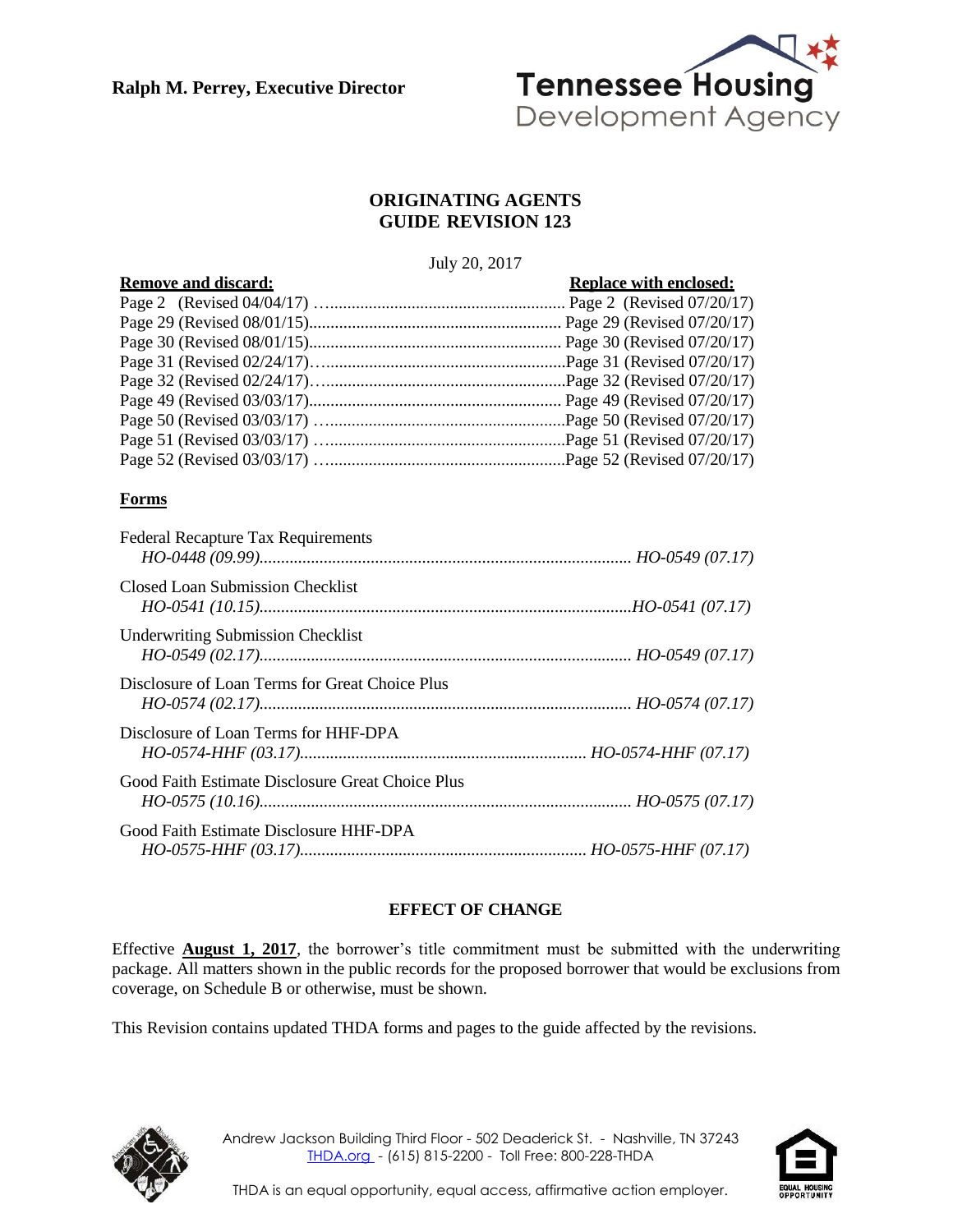**Ralph M. Perrey, Executive Director**

Tennessee Housing Development Agency

# ORIGINATING AGENTS GUIDE REVISION 123

July 20, 2017

| **Remove and discard:** | **Replace with enclosed:** |
|---|---|
| Page 2 (Revised 04/04/17) | Page 2 (Revised 07/20/17) |
| Page 29 (Revised 08/01/15) | Page 29 (Revised 07/20/17) |
| Page 30 (Revised 08/01/15) | Page 30 (Revised 07/20/17) |
| Page 31 (Revised 02/24/17) | Page 31 (Revised 07/20/17) |
| Page 32 (Revised 02/24/17) | Page 32 (Revised 07/20/17) |
| Page 49 (Revised 03/03/17) | Page 49 (Revised 07/20/17) |
| Page 50 (Revised 03/03/17) | Page 50 (Revised 07/20/17) |
| Page 51 (Revised 03/03/17) | Page 51 (Revised 07/20/17) |
| Page 52 (Revised 03/03/17) | Page 52 (Revised 07/20/17) |

## Forms

| Form | Remove and discard | Replace with enclosed |
|---|---|---|
| Federal Recapture Tax Requirements | *HO-0448 (09.99)* | *HO-0549 (07.17)* |
| Closed Loan Submission Checklist | *HO-0541 (10.15)* | *HO-0541 (07.17)* |
| Underwriting Submission Checklist | *HO-0549 (02.17)* | *HO-0549 (07.17)* |
| Disclosure of Loan Terms for Great Choice Plus | *HO-0574 (02.17)* | *HO-0574 (07.17)* |
| Disclosure of Loan Terms for HHF-DPA | *HO-0574-HHF (03.17)* | *HO-0574-HHF (07.17)* |
| Good Faith Estimate Disclosure Great Choice Plus | *HO-0575 (10.16)* | *HO-0575 (07.17)* |
| Good Faith Estimate Disclosure HHF-DPA | *HO-0575-HHF (03.17)* | *HO-0575-HHF (07.17)* |

## EFFECT OF CHANGE

Effective **August 1, 2017**, the borrower's title commitment must be submitted with the underwriting package. All matters shown in the public records for the proposed borrower that would be exclusions from coverage, on Schedule B or otherwise, must be shown.

This Revision contains updated THDA forms and pages to the guide affected by the revisions.

Andrew Jackson Building Third Floor - 502 Deaderick St. - Nashville, TN 37243
THDA.org - (615) 815-2200 - Toll Free: 800-228-THDA

THDA is an equal opportunity, equal access, affirmative action employer.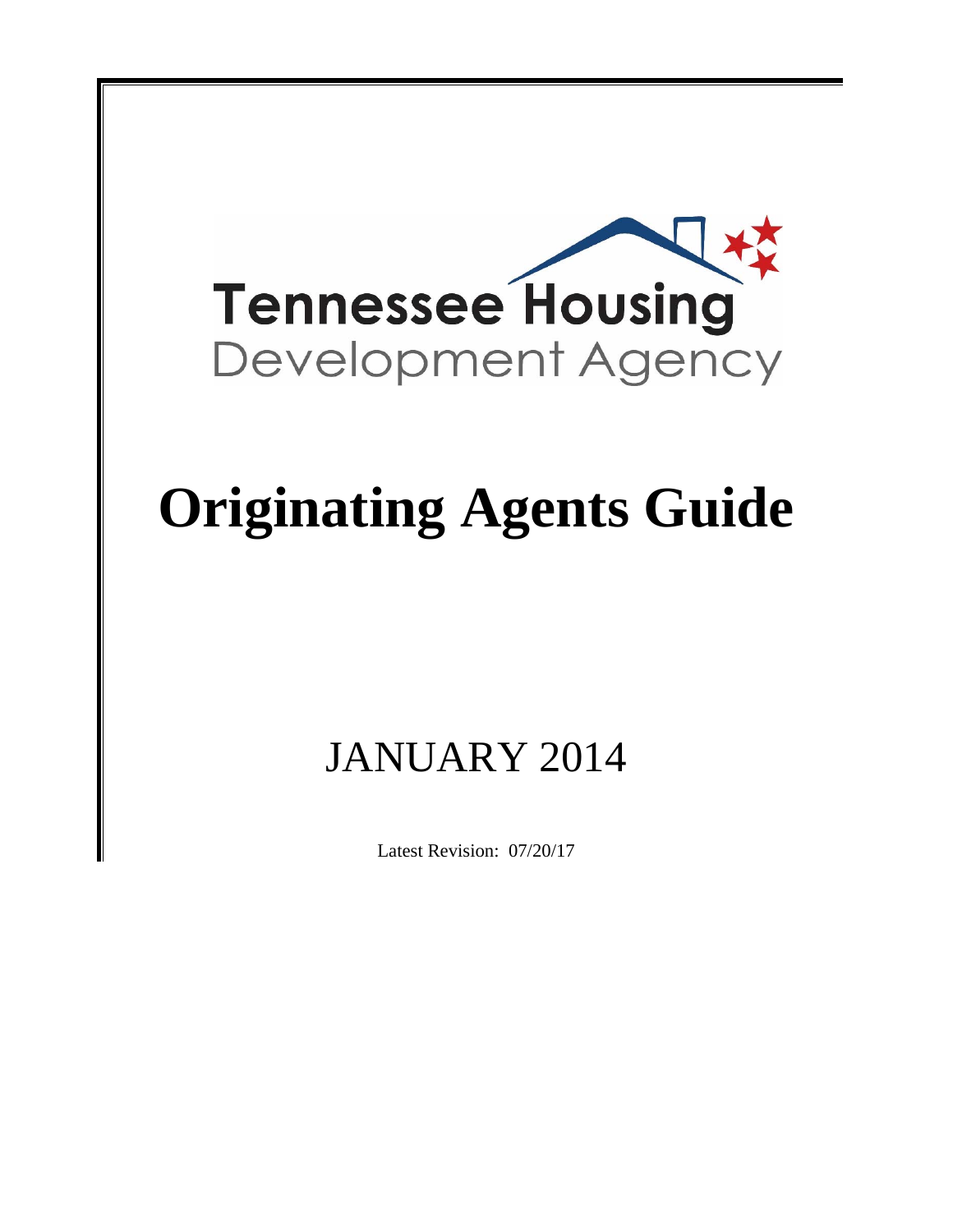Tennessee Housing
Development Agency

# Originating Agents Guide

## JANUARY 2014

Latest Revision: 07/20/17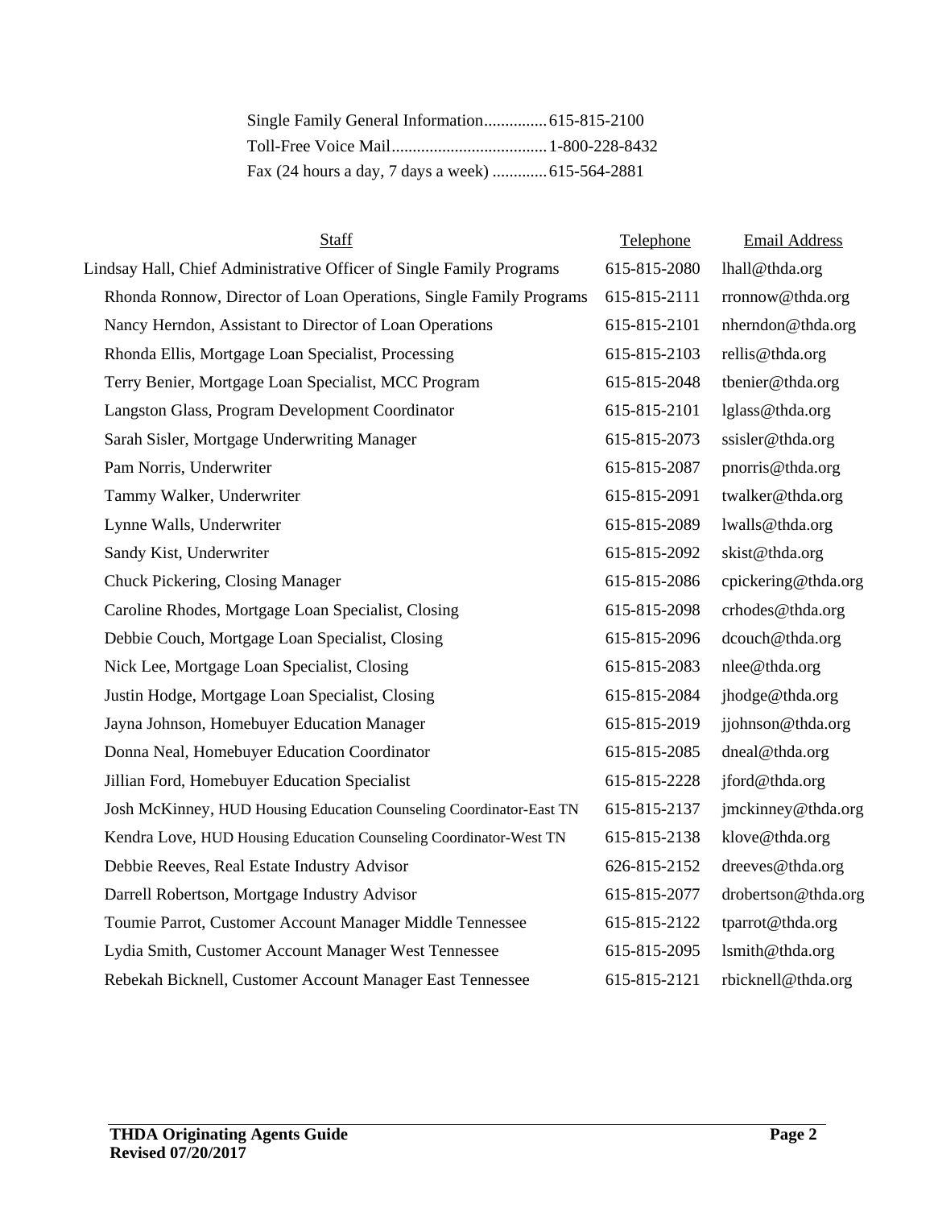Single Family General Information.............. 615-815-2100
Toll-Free Voice Mail.................................... 1-800-228-8432
Fax (24 hours a day, 7 days a week) ............ 615-564-2881

| Staff | Telephone | Email Address |
|---|---|---|
| Lindsay Hall, Chief Administrative Officer of Single Family Programs | 615-815-2080 | lhall@thda.org |
| Rhonda Ronnow, Director of Loan Operations, Single Family Programs | 615-815-2111 | rronnow@thda.org |
| Nancy Herndon, Assistant to Director of Loan Operations | 615-815-2101 | nherndon@thda.org |
| Rhonda Ellis, Mortgage Loan Specialist, Processing | 615-815-2103 | rellis@thda.org |
| Terry Benier, Mortgage Loan Specialist, MCC Program | 615-815-2048 | tbenier@thda.org |
| Langston Glass, Program Development Coordinator | 615-815-2101 | lglass@thda.org |
| Sarah Sisler, Mortgage Underwriting Manager | 615-815-2073 | ssisler@thda.org |
| Pam Norris, Underwriter | 615-815-2087 | pnorris@thda.org |
| Tammy Walker, Underwriter | 615-815-2091 | twalker@thda.org |
| Lynne Walls, Underwriter | 615-815-2089 | lwalls@thda.org |
| Sandy Kist, Underwriter | 615-815-2092 | skist@thda.org |
| Chuck Pickering, Closing Manager | 615-815-2086 | cpickering@thda.org |
| Caroline Rhodes, Mortgage Loan Specialist, Closing | 615-815-2098 | crhodes@thda.org |
| Debbie Couch, Mortgage Loan Specialist, Closing | 615-815-2096 | dcouch@thda.org |
| Nick Lee, Mortgage Loan Specialist, Closing | 615-815-2083 | nlee@thda.org |
| Justin Hodge, Mortgage Loan Specialist, Closing | 615-815-2084 | jhodge@thda.org |
| Jayna Johnson, Homebuyer Education Manager | 615-815-2019 | jjohnson@thda.org |
| Donna Neal, Homebuyer Education Coordinator | 615-815-2085 | dneal@thda.org |
| Jillian Ford, Homebuyer Education Specialist | 615-815-2228 | jford@thda.org |
| Josh McKinney, HUD Housing Education Counseling Coordinator-East TN | 615-815-2137 | jmckinney@thda.org |
| Kendra Love, HUD Housing Education Counseling Coordinator-West TN | 615-815-2138 | klove@thda.org |
| Debbie Reeves, Real Estate Industry Advisor | 626-815-2152 | dreeves@thda.org |
| Darrell Robertson, Mortgage Industry Advisor | 615-815-2077 | drobertson@thda.org |
| Toumie Parrot, Customer Account Manager Middle Tennessee | 615-815-2122 | tparrot@thda.org |
| Lydia Smith, Customer Account Manager West Tennessee | 615-815-2095 | lsmith@thda.org |
| Rebekah Bicknell, Customer Account Manager East Tennessee | 615-815-2121 | rbicknell@thda.org |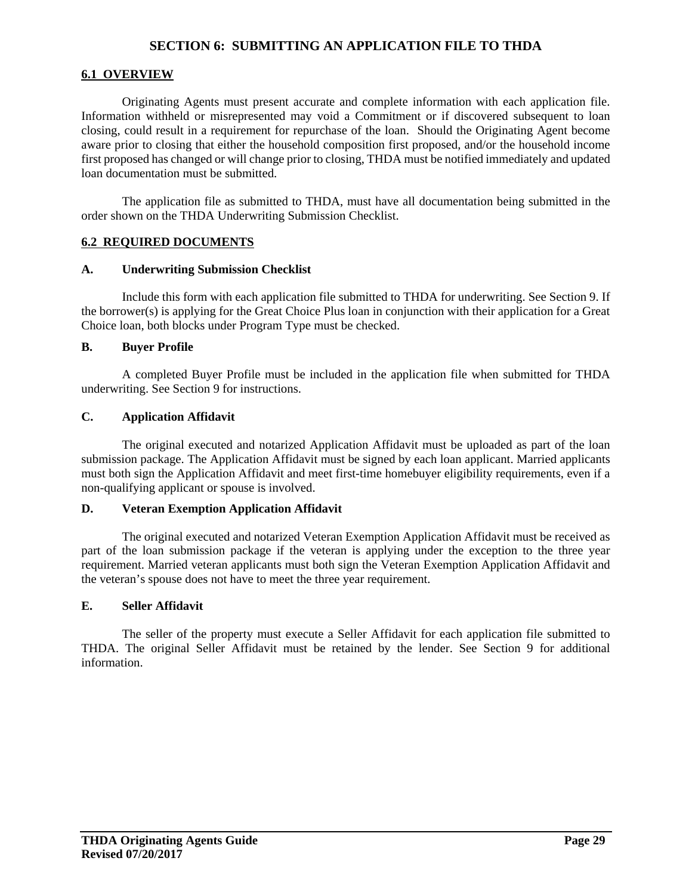# SECTION 6: SUBMITTING AN APPLICATION FILE TO THDA

## 6.1 OVERVIEW

Originating Agents must present accurate and complete information with each application file. Information withheld or misrepresented may void a Commitment or if discovered subsequent to loan closing, could result in a requirement for repurchase of the loan. Should the Originating Agent become aware prior to closing that either the household composition first proposed, and/or the household income first proposed has changed or will change prior to closing, THDA must be notified immediately and updated loan documentation must be submitted.

The application file as submitted to THDA, must have all documentation being submitted in the order shown on the THDA Underwriting Submission Checklist.

## 6.2 REQUIRED DOCUMENTS

### A. Underwriting Submission Checklist

Include this form with each application file submitted to THDA for underwriting. See Section 9. If the borrower(s) is applying for the Great Choice Plus loan in conjunction with their application for a Great Choice loan, both blocks under Program Type must be checked.

### B. Buyer Profile

A completed Buyer Profile must be included in the application file when submitted for THDA underwriting. See Section 9 for instructions.

### C. Application Affidavit

The original executed and notarized Application Affidavit must be uploaded as part of the loan submission package. The Application Affidavit must be signed by each loan applicant. Married applicants must both sign the Application Affidavit and meet first-time homebuyer eligibility requirements, even if a non-qualifying applicant or spouse is involved.

### D. Veteran Exemption Application Affidavit

The original executed and notarized Veteran Exemption Application Affidavit must be received as part of the loan submission package if the veteran is applying under the exception to the three year requirement. Married veteran applicants must both sign the Veteran Exemption Application Affidavit and the veteran's spouse does not have to meet the three year requirement.

### E. Seller Affidavit

The seller of the property must execute a Seller Affidavit for each application file submitted to THDA. The original Seller Affidavit must be retained by the lender. See Section 9 for additional information.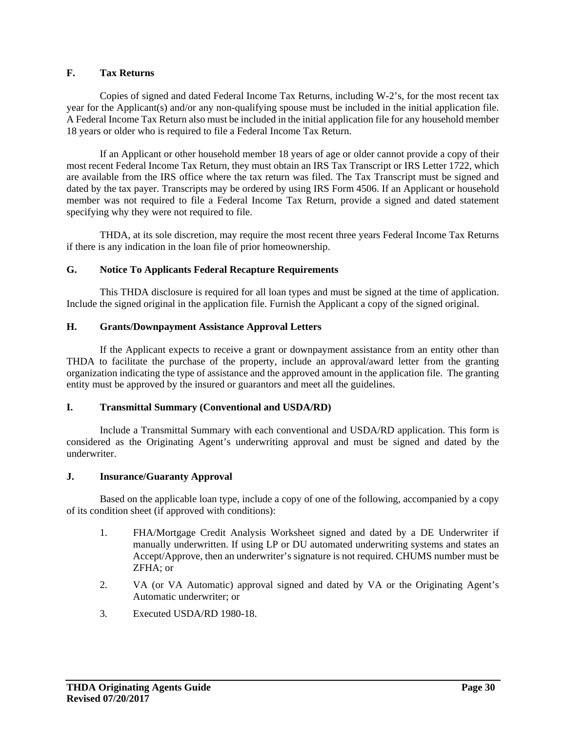### F. Tax Returns

Copies of signed and dated Federal Income Tax Returns, including W-2's, for the most recent tax year for the Applicant(s) and/or any non-qualifying spouse must be included in the initial application file. A Federal Income Tax Return also must be included in the initial application file for any household member 18 years or older who is required to file a Federal Income Tax Return.

If an Applicant or other household member 18 years of age or older cannot provide a copy of their most recent Federal Income Tax Return, they must obtain an IRS Tax Transcript or IRS Letter 1722, which are available from the IRS office where the tax return was filed. The Tax Transcript must be signed and dated by the tax payer. Transcripts may be ordered by using IRS Form 4506. If an Applicant or household member was not required to file a Federal Income Tax Return, provide a signed and dated statement specifying why they were not required to file.

THDA, at its sole discretion, may require the most recent three years Federal Income Tax Returns if there is any indication in the loan file of prior homeownership.

### G. Notice To Applicants Federal Recapture Requirements

This THDA disclosure is required for all loan types and must be signed at the time of application. Include the signed original in the application file. Furnish the Applicant a copy of the signed original.

### H. Grants/Downpayment Assistance Approval Letters

If the Applicant expects to receive a grant or downpayment assistance from an entity other than THDA to facilitate the purchase of the property, include an approval/award letter from the granting organization indicating the type of assistance and the approved amount in the application file. The granting entity must be approved by the insured or guarantors and meet all the guidelines.

### I. Transmittal Summary (Conventional and USDA/RD)

Include a Transmittal Summary with each conventional and USDA/RD application. This form is considered as the Originating Agent's underwriting approval and must be signed and dated by the underwriter.

### J. Insurance/Guaranty Approval

Based on the applicable loan type, include a copy of one of the following, accompanied by a copy of its condition sheet (if approved with conditions):

1. FHA/Mortgage Credit Analysis Worksheet signed and dated by a DE Underwriter if manually underwritten. If using LP or DU automated underwriting systems and states an Accept/Approve, then an underwriter's signature is not required. CHUMS number must be ZFHA; or
2. VA (or VA Automatic) approval signed and dated by VA or the Originating Agent's Automatic underwriter; or
3. Executed USDA/RD 1980-18.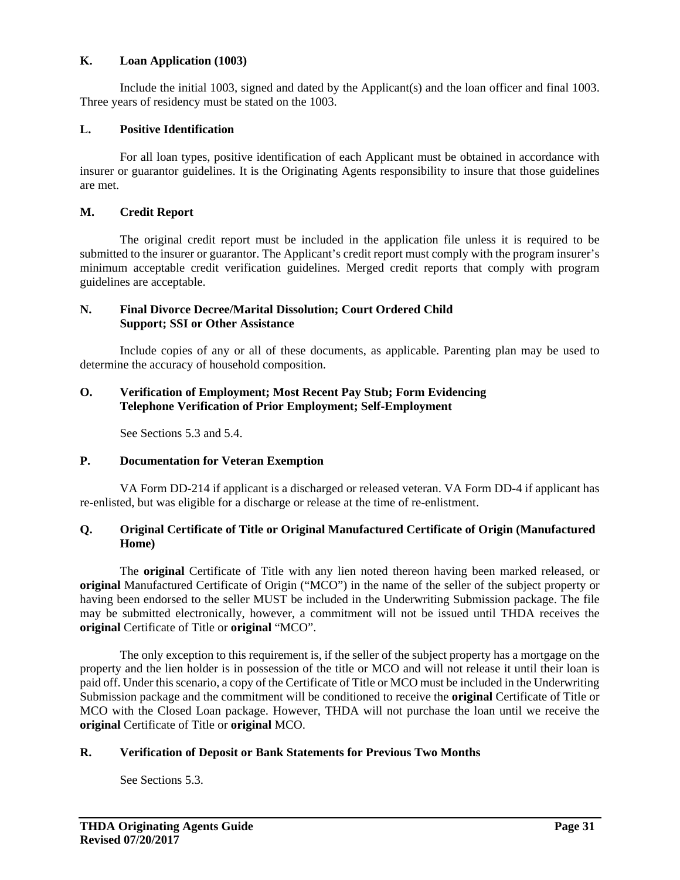### K. Loan Application (1003)

Include the initial 1003, signed and dated by the Applicant(s) and the loan officer and final 1003. Three years of residency must be stated on the 1003.

### L. Positive Identification

For all loan types, positive identification of each Applicant must be obtained in accordance with insurer or guarantor guidelines. It is the Originating Agents responsibility to insure that those guidelines are met.

### M. Credit Report

The original credit report must be included in the application file unless it is required to be submitted to the insurer or guarantor. The Applicant's credit report must comply with the program insurer's minimum acceptable credit verification guidelines. Merged credit reports that comply with program guidelines are acceptable.

### N. Final Divorce Decree/Marital Dissolution; Court Ordered Child Support; SSI or Other Assistance

Include copies of any or all of these documents, as applicable. Parenting plan may be used to determine the accuracy of household composition.

### O. Verification of Employment; Most Recent Pay Stub; Form Evidencing Telephone Verification of Prior Employment; Self-Employment

See Sections 5.3 and 5.4.

### P. Documentation for Veteran Exemption

VA Form DD-214 if applicant is a discharged or released veteran. VA Form DD-4 if applicant has re-enlisted, but was eligible for a discharge or release at the time of re-enlistment.

### Q. Original Certificate of Title or Original Manufactured Certificate of Origin (Manufactured Home)

The **original** Certificate of Title with any lien noted thereon having been marked released, or **original** Manufactured Certificate of Origin ("MCO") in the name of the seller of the subject property or having been endorsed to the seller MUST be included in the Underwriting Submission package. The file may be submitted electronically, however, a commitment will not be issued until THDA receives the **original** Certificate of Title or **original** "MCO".

The only exception to this requirement is, if the seller of the subject property has a mortgage on the property and the lien holder is in possession of the title or MCO and will not release it until their loan is paid off. Under this scenario, a copy of the Certificate of Title or MCO must be included in the Underwriting Submission package and the commitment will be conditioned to receive the **original** Certificate of Title or MCO with the Closed Loan package. However, THDA will not purchase the loan until we receive the **original** Certificate of Title or **original** MCO.

### R. Verification of Deposit or Bank Statements for Previous Two Months

See Sections 5.3.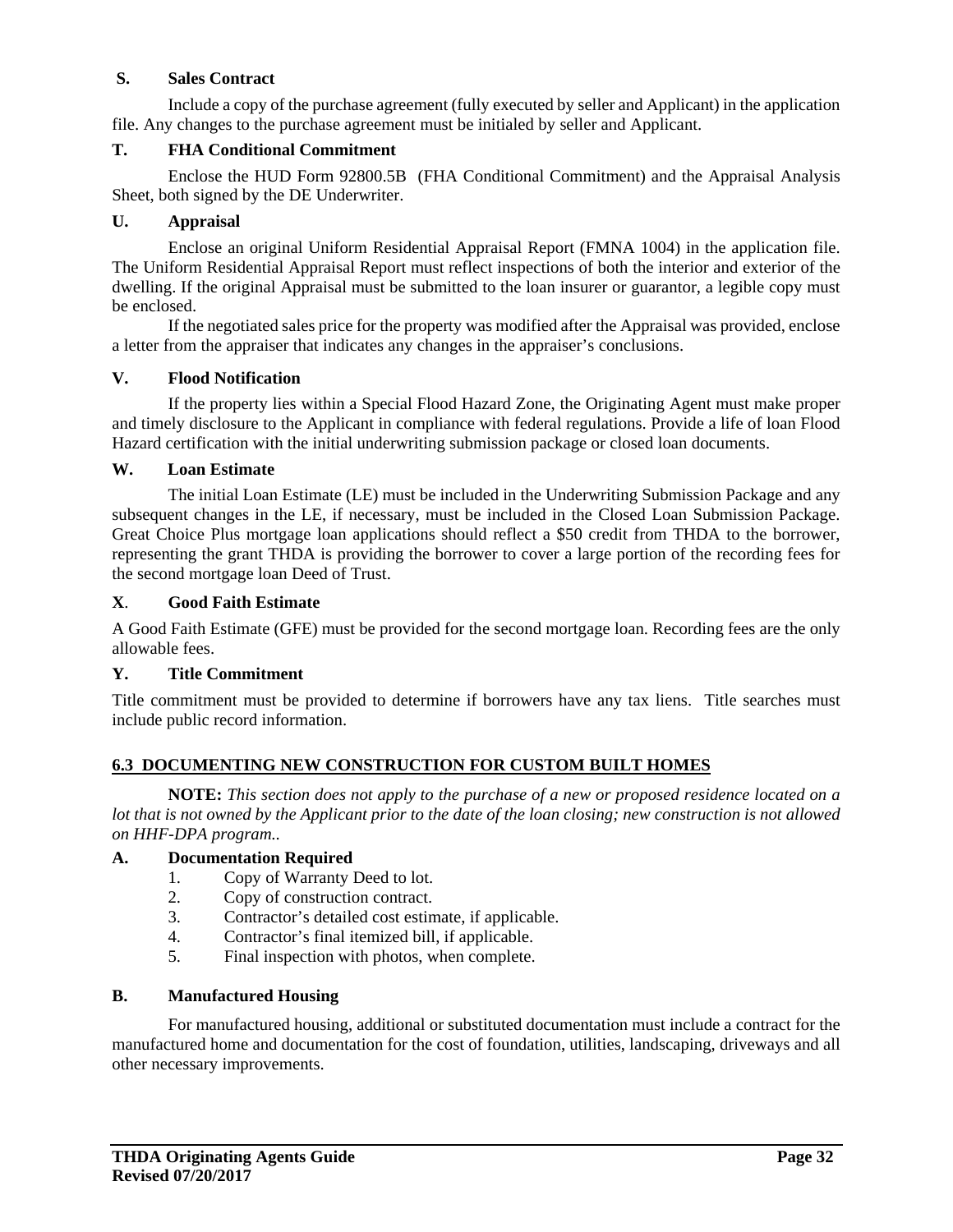### S. Sales Contract

Include a copy of the purchase agreement (fully executed by seller and Applicant) in the application file. Any changes to the purchase agreement must be initialed by seller and Applicant.

### T. FHA Conditional Commitment

Enclose the HUD Form 92800.5B (FHA Conditional Commitment) and the Appraisal Analysis Sheet, both signed by the DE Underwriter.

### U. Appraisal

Enclose an original Uniform Residential Appraisal Report (FMNA 1004) in the application file. The Uniform Residential Appraisal Report must reflect inspections of both the interior and exterior of the dwelling. If the original Appraisal must be submitted to the loan insurer or guarantor, a legible copy must be enclosed.

If the negotiated sales price for the property was modified after the Appraisal was provided, enclose a letter from the appraiser that indicates any changes in the appraiser's conclusions.

### V. Flood Notification

If the property lies within a Special Flood Hazard Zone, the Originating Agent must make proper and timely disclosure to the Applicant in compliance with federal regulations. Provide a life of loan Flood Hazard certification with the initial underwriting submission package or closed loan documents.

### W. Loan Estimate

The initial Loan Estimate (LE) must be included in the Underwriting Submission Package and any subsequent changes in the LE, if necessary, must be included in the Closed Loan Submission Package. Great Choice Plus mortgage loan applications should reflect a $50 credit from THDA to the borrower, representing the grant THDA is providing the borrower to cover a large portion of the recording fees for the second mortgage loan Deed of Trust.

### X. Good Faith Estimate

A Good Faith Estimate (GFE) must be provided for the second mortgage loan. Recording fees are the only allowable fees.

### Y. Title Commitment

Title commitment must be provided to determine if borrowers have any tax liens. Title searches must include public record information.

## 6.3 DOCUMENTING NEW CONSTRUCTION FOR CUSTOM BUILT HOMES

**NOTE:** *This section does not apply to the purchase of a new or proposed residence located on a lot that is not owned by the Applicant prior to the date of the loan closing; new construction is not allowed on HHF-DPA program..*

### A. Documentation Required

1. Copy of Warranty Deed to lot.
2. Copy of construction contract.
3. Contractor's detailed cost estimate, if applicable.
4. Contractor's final itemized bill, if applicable.
5. Final inspection with photos, when complete.

### B. Manufactured Housing

For manufactured housing, additional or substituted documentation must include a contract for the manufactured home and documentation for the cost of foundation, utilities, landscaping, driveways and all other necessary improvements.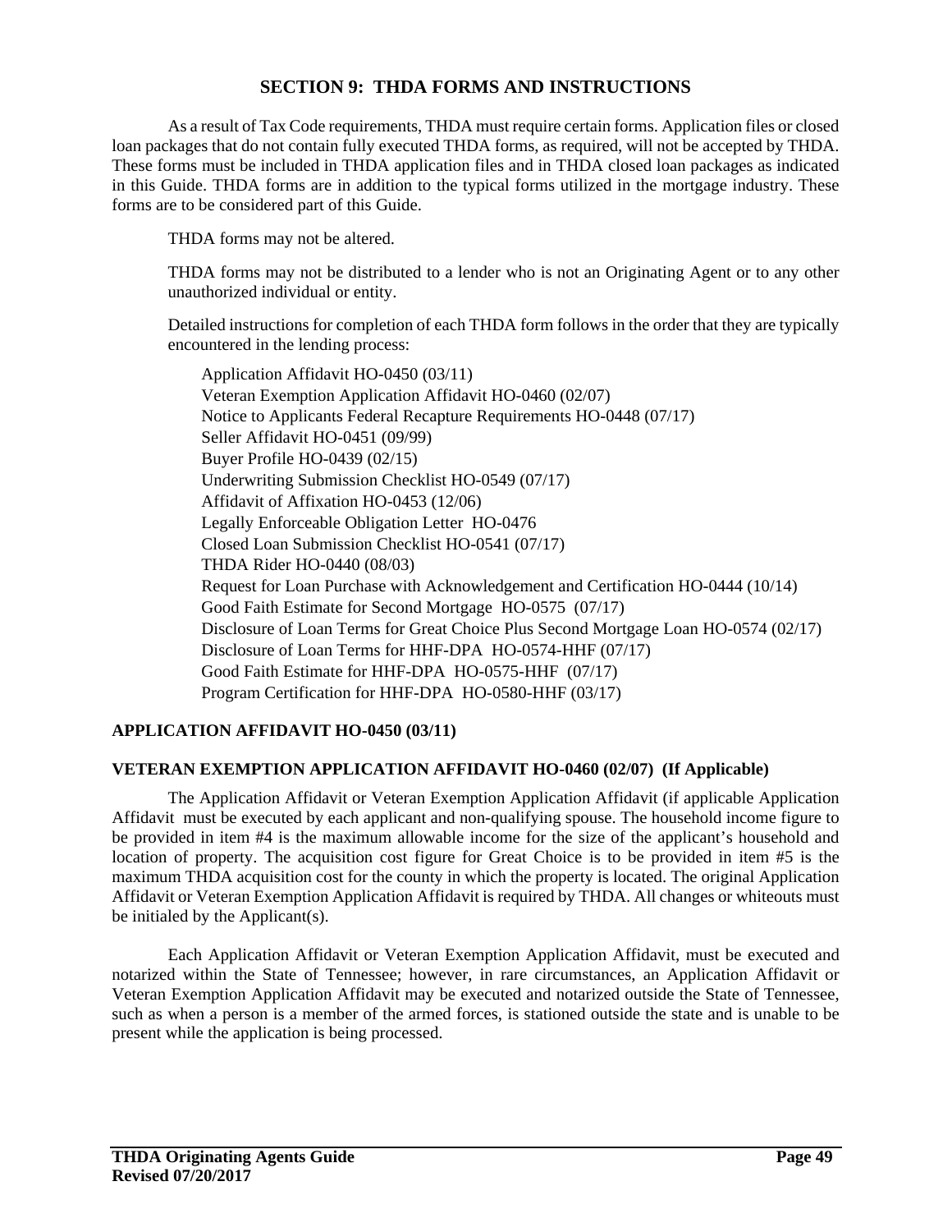# SECTION 9: THDA FORMS AND INSTRUCTIONS

As a result of Tax Code requirements, THDA must require certain forms. Application files or closed loan packages that do not contain fully executed THDA forms, as required, will not be accepted by THDA. These forms must be included in THDA application files and in THDA closed loan packages as indicated in this Guide. THDA forms are in addition to the typical forms utilized in the mortgage industry. These forms are to be considered part of this Guide.

THDA forms may not be altered.

THDA forms may not be distributed to a lender who is not an Originating Agent or to any other unauthorized individual or entity.

Detailed instructions for completion of each THDA form follows in the order that they are typically encountered in the lending process:

- Application Affidavit HO-0450 (03/11)
- Veteran Exemption Application Affidavit HO-0460 (02/07)
- Notice to Applicants Federal Recapture Requirements HO-0448 (07/17)
- Seller Affidavit HO-0451 (09/99)
- Buyer Profile HO-0439 (02/15)
- Underwriting Submission Checklist HO-0549 (07/17)
- Affidavit of Affixation HO-0453 (12/06)
- Legally Enforceable Obligation Letter HO-0476
- Closed Loan Submission Checklist HO-0541 (07/17)
- THDA Rider HO-0440 (08/03)
- Request for Loan Purchase with Acknowledgement and Certification HO-0444 (10/14)
- Good Faith Estimate for Second Mortgage HO-0575 (07/17)
- Disclosure of Loan Terms for Great Choice Plus Second Mortgage Loan HO-0574 (02/17)
- Disclosure of Loan Terms for HHF-DPA HO-0574-HHF (07/17)
- Good Faith Estimate for HHF-DPA HO-0575-HHF (07/17)
- Program Certification for HHF-DPA HO-0580-HHF (03/17)

### APPLICATION AFFIDAVIT HO-0450 (03/11)

### VETERAN EXEMPTION APPLICATION AFFIDAVIT HO-0460 (02/07) (If Applicable)

The Application Affidavit or Veteran Exemption Application Affidavit (if applicable Application Affidavit must be executed by each applicant and non-qualifying spouse. The household income figure to be provided in item #4 is the maximum allowable income for the size of the applicant's household and location of property. The acquisition cost figure for Great Choice is to be provided in item #5 is the maximum THDA acquisition cost for the county in which the property is located. The original Application Affidavit or Veteran Exemption Application Affidavit is required by THDA. All changes or whiteouts must be initialed by the Applicant(s).

Each Application Affidavit or Veteran Exemption Application Affidavit, must be executed and notarized within the State of Tennessee; however, in rare circumstances, an Application Affidavit or Veteran Exemption Application Affidavit may be executed and notarized outside the State of Tennessee, such as when a person is a member of the armed forces, is stationed outside the state and is unable to be present while the application is being processed.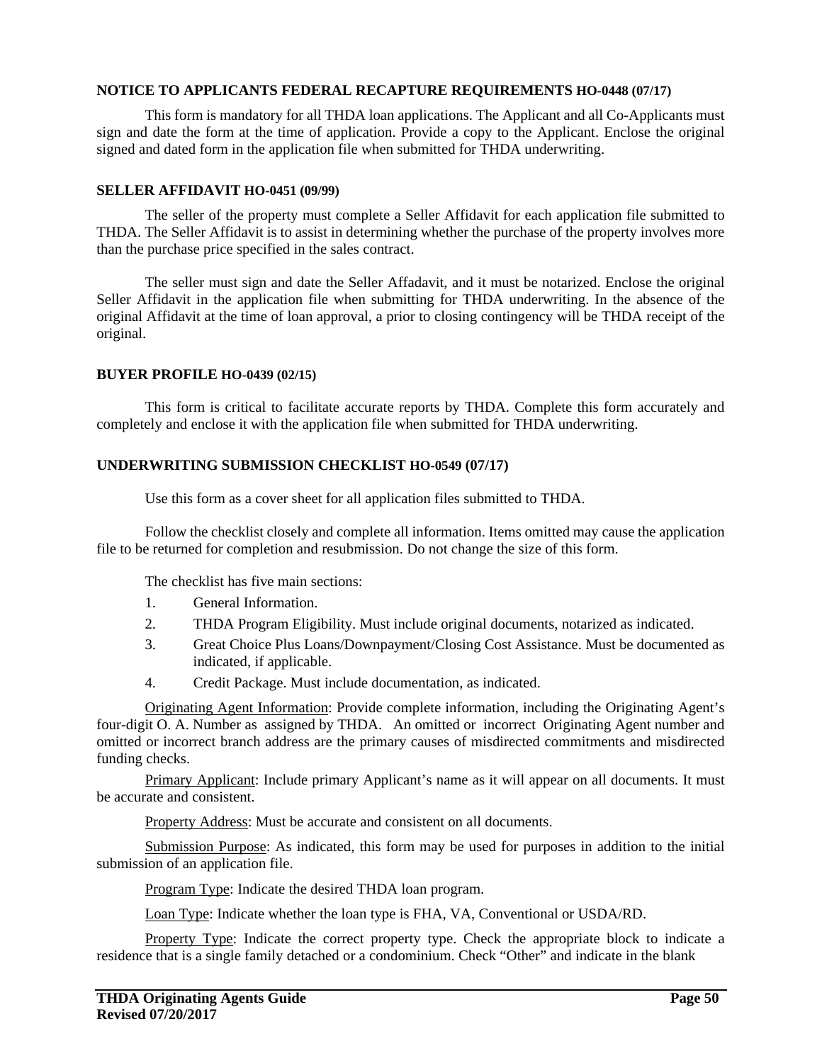**NOTICE TO APPLICANTS FEDERAL RECAPTURE REQUIREMENTS HO-0448 (07/17)**

This form is mandatory for all THDA loan applications. The Applicant and all Co-Applicants must sign and date the form at the time of application. Provide a copy to the Applicant. Enclose the original signed and dated form in the application file when submitted for THDA underwriting.

**SELLER AFFIDAVIT HO-0451 (09/99)**

The seller of the property must complete a Seller Affidavit for each application file submitted to THDA. The Seller Affidavit is to assist in determining whether the purchase of the property involves more than the purchase price specified in the sales contract.

The seller must sign and date the Seller Affadavit, and it must be notarized. Enclose the original Seller Affidavit in the application file when submitting for THDA underwriting. In the absence of the original Affidavit at the time of loan approval, a prior to closing contingency will be THDA receipt of the original.

**BUYER PROFILE HO-0439 (02/15)**

This form is critical to facilitate accurate reports by THDA. Complete this form accurately and completely and enclose it with the application file when submitted for THDA underwriting.

**UNDERWRITING SUBMISSION CHECKLIST HO-0549 (07/17)**

Use this form as a cover sheet for all application files submitted to THDA.

Follow the checklist closely and complete all information. Items omitted may cause the application file to be returned for completion and resubmission. Do not change the size of this form.

The checklist has five main sections:

1. General Information.
2. THDA Program Eligibility. Must include original documents, notarized as indicated.
3. Great Choice Plus Loans/Downpayment/Closing Cost Assistance. Must be documented as indicated, if applicable.
4. Credit Package. Must include documentation, as indicated.

Originating Agent Information: Provide complete information, including the Originating Agent's four-digit O. A. Number as assigned by THDA. An omitted or incorrect Originating Agent number and omitted or incorrect branch address are the primary causes of misdirected commitments and misdirected funding checks.

Primary Applicant: Include primary Applicant's name as it will appear on all documents. It must be accurate and consistent.

Property Address: Must be accurate and consistent on all documents.

Submission Purpose: As indicated, this form may be used for purposes in addition to the initial submission of an application file.

Program Type: Indicate the desired THDA loan program.

Loan Type: Indicate whether the loan type is FHA, VA, Conventional or USDA/RD.

Property Type: Indicate the correct property type. Check the appropriate block to indicate a residence that is a single family detached or a condominium. Check "Other" and indicate in the blank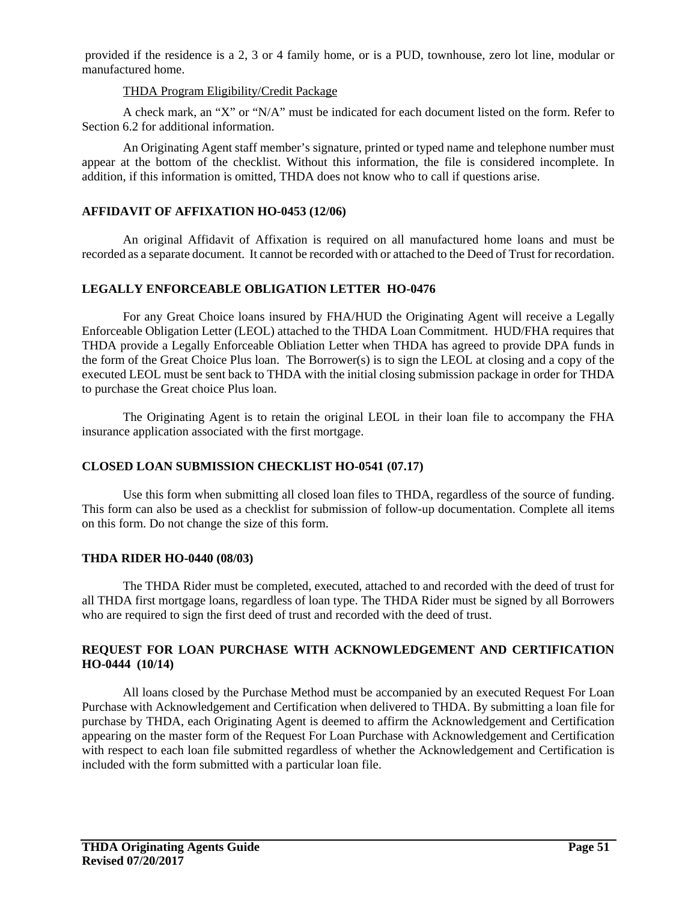provided if the residence is a 2, 3 or 4 family home, or is a PUD, townhouse, zero lot line, modular or manufactured home.

THDA Program Eligibility/Credit Package

A check mark, an "X" or "N/A" must be indicated for each document listed on the form. Refer to Section 6.2 for additional information.

An Originating Agent staff member's signature, printed or typed name and telephone number must appear at the bottom of the checklist. Without this information, the file is considered incomplete. In addition, if this information is omitted, THDA does not know who to call if questions arise.

**AFFIDAVIT OF AFFIXATION HO-0453 (12/06)**

An original Affidavit of Affixation is required on all manufactured home loans and must be recorded as a separate document. It cannot be recorded with or attached to the Deed of Trust for recordation.

**LEGALLY ENFORCEABLE OBLIGATION LETTER HO-0476**

For any Great Choice loans insured by FHA/HUD the Originating Agent will receive a Legally Enforceable Obligation Letter (LEOL) attached to the THDA Loan Commitment. HUD/FHA requires that THDA provide a Legally Enforceable Obliation Letter when THDA has agreed to provide DPA funds in the form of the Great Choice Plus loan. The Borrower(s) is to sign the LEOL at closing and a copy of the executed LEOL must be sent back to THDA with the initial closing submission package in order for THDA to purchase the Great choice Plus loan.

The Originating Agent is to retain the original LEOL in their loan file to accompany the FHA insurance application associated with the first mortgage.

**CLOSED LOAN SUBMISSION CHECKLIST HO-0541 (07.17)**

Use this form when submitting all closed loan files to THDA, regardless of the source of funding. This form can also be used as a checklist for submission of follow-up documentation. Complete all items on this form. Do not change the size of this form.

**THDA RIDER HO-0440 (08/03)**

The THDA Rider must be completed, executed, attached to and recorded with the deed of trust for all THDA first mortgage loans, regardless of loan type. The THDA Rider must be signed by all Borrowers who are required to sign the first deed of trust and recorded with the deed of trust.

**REQUEST FOR LOAN PURCHASE WITH ACKNOWLEDGEMENT AND CERTIFICATION HO-0444 (10/14)**

All loans closed by the Purchase Method must be accompanied by an executed Request For Loan Purchase with Acknowledgement and Certification when delivered to THDA. By submitting a loan file for purchase by THDA, each Originating Agent is deemed to affirm the Acknowledgement and Certification appearing on the master form of the Request For Loan Purchase with Acknowledgement and Certification with respect to each loan file submitted regardless of whether the Acknowledgement and Certification is included with the form submitted with a particular loan file.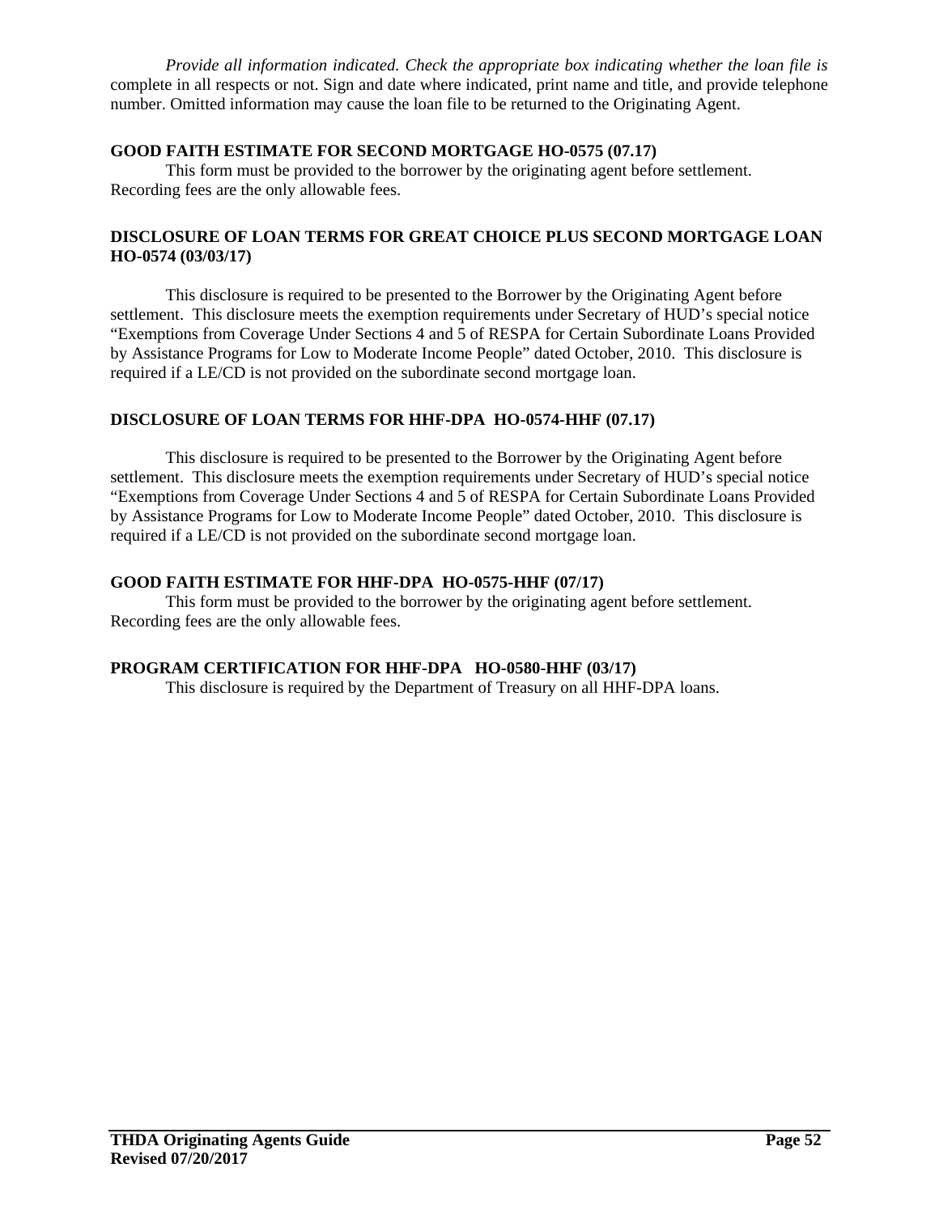*Provide all information indicated. Check the appropriate box indicating whether the loan file is* complete in all respects or not. Sign and date where indicated, print name and title, and provide telephone number. Omitted information may cause the loan file to be returned to the Originating Agent.

**GOOD FAITH ESTIMATE FOR SECOND MORTGAGE HO-0575 (07.17)**

This form must be provided to the borrower by the originating agent before settlement. Recording fees are the only allowable fees.

**DISCLOSURE OF LOAN TERMS FOR GREAT CHOICE PLUS SECOND MORTGAGE LOAN HO-0574 (03/03/17)**

This disclosure is required to be presented to the Borrower by the Originating Agent before settlement. This disclosure meets the exemption requirements under Secretary of HUD's special notice "Exemptions from Coverage Under Sections 4 and 5 of RESPA for Certain Subordinate Loans Provided by Assistance Programs for Low to Moderate Income People" dated October, 2010. This disclosure is required if a LE/CD is not provided on the subordinate second mortgage loan.

**DISCLOSURE OF LOAN TERMS FOR HHF-DPA HO-0574-HHF (07.17)**

This disclosure is required to be presented to the Borrower by the Originating Agent before settlement. This disclosure meets the exemption requirements under Secretary of HUD's special notice "Exemptions from Coverage Under Sections 4 and 5 of RESPA for Certain Subordinate Loans Provided by Assistance Programs for Low to Moderate Income People" dated October, 2010. This disclosure is required if a LE/CD is not provided on the subordinate second mortgage loan.

**GOOD FAITH ESTIMATE FOR HHF-DPA HO-0575-HHF (07/17)**

This form must be provided to the borrower by the originating agent before settlement. Recording fees are the only allowable fees.

**PROGRAM CERTIFICATION FOR HHF-DPA HO-0580-HHF (03/17)**

This disclosure is required by the Department of Treasury on all HHF-DPA loans.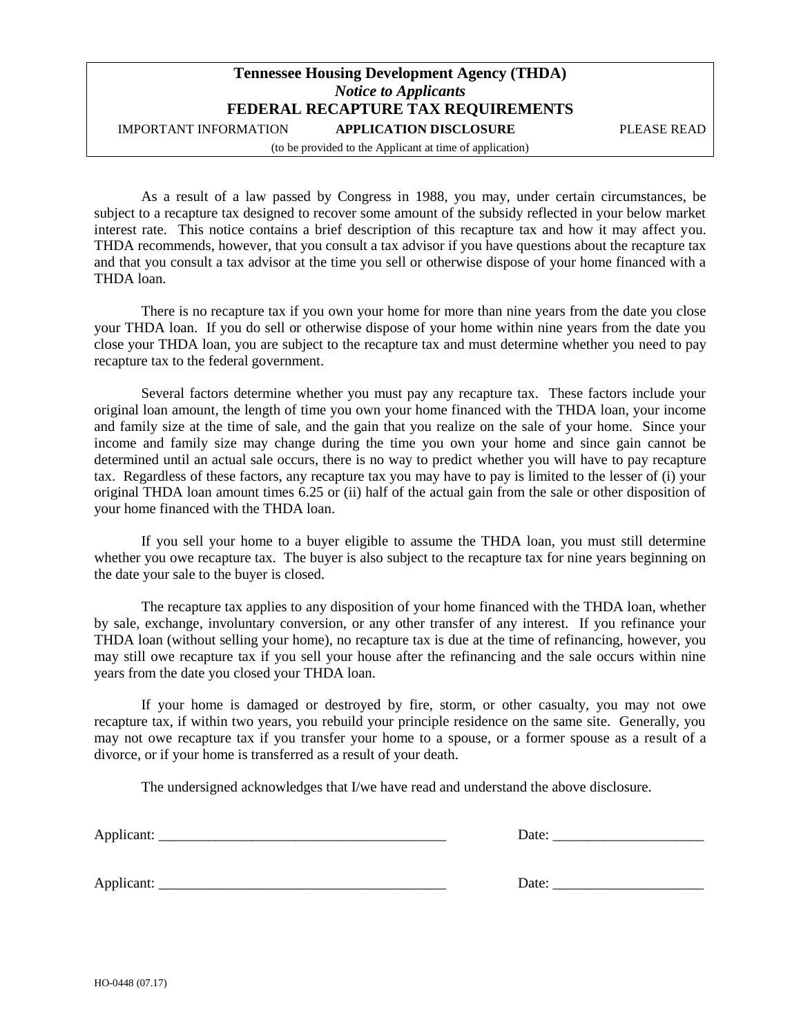# Tennessee Housing Development Agency (THDA)

*Notice to Applicants*

**FEDERAL RECAPTURE TAX REQUIREMENTS**

IMPORTANT INFORMATION **APPLICATION DISCLOSURE** PLEASE READ

(to be provided to the Applicant at time of application)

As a result of a law passed by Congress in 1988, you may, under certain circumstances, be subject to a recapture tax designed to recover some amount of the subsidy reflected in your below market interest rate. This notice contains a brief description of this recapture tax and how it may affect you. THDA recommends, however, that you consult a tax advisor if you have questions about the recapture tax and that you consult a tax advisor at the time you sell or otherwise dispose of your home financed with a THDA loan.

There is no recapture tax if you own your home for more than nine years from the date you close your THDA loan. If you do sell or otherwise dispose of your home within nine years from the date you close your THDA loan, you are subject to the recapture tax and must determine whether you need to pay recapture tax to the federal government.

Several factors determine whether you must pay any recapture tax. These factors include your original loan amount, the length of time you own your home financed with the THDA loan, your income and family size at the time of sale, and the gain that you realize on the sale of your home. Since your income and family size may change during the time you own your home and since gain cannot be determined until an actual sale occurs, there is no way to predict whether you will have to pay recapture tax. Regardless of these factors, any recapture tax you may have to pay is limited to the lesser of (i) your original THDA loan amount times 6.25 or (ii) half of the actual gain from the sale or other disposition of your home financed with the THDA loan.

If you sell your home to a buyer eligible to assume the THDA loan, you must still determine whether you owe recapture tax. The buyer is also subject to the recapture tax for nine years beginning on the date your sale to the buyer is closed.

The recapture tax applies to any disposition of your home financed with the THDA loan, whether by sale, exchange, involuntary conversion, or any other transfer of any interest. If you refinance your THDA loan (without selling your home), no recapture tax is due at the time of refinancing, however, you may still owe recapture tax if you sell your house after the refinancing and the sale occurs within nine years from the date you closed your THDA loan.

If your home is damaged or destroyed by fire, storm, or other casualty, you may not owe recapture tax, if within two years, you rebuild your principle residence on the same site. Generally, you may not owe recapture tax if you transfer your home to a spouse, or a former spouse as a result of a divorce, or if your home is transferred as a result of your death.

The undersigned acknowledges that I/we have read and understand the above disclosure.

Applicant: ________________________________________ Date: ____________________

Applicant: ________________________________________ Date: ____________________

HO-0448 (07.17)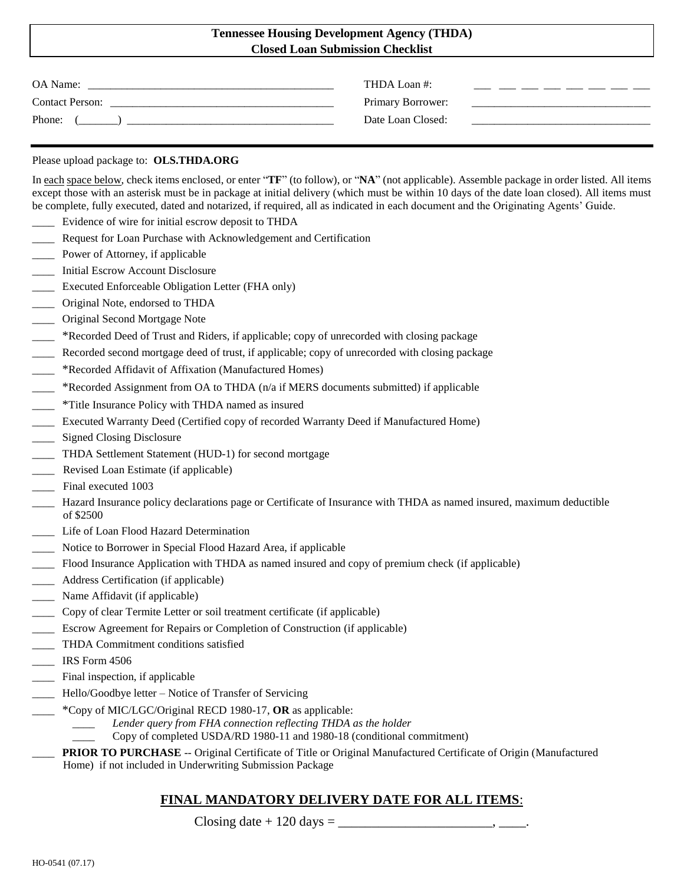# Tennessee Housing Development Agency (THDA)
## Closed Loan Submission Checklist

OA Name: ____________________________________________

Contact Person: ______________________________________

Phone: (_______) ____________________________________

THDA Loan #: ___ ___ ___ ___ ___ ___ ___ ___

Primary Borrower: _______________________________

Date Loan Closed: _______________________________

---

Please upload package to: **OLS.THDA.ORG**

In each space below, check items enclosed, or enter "**TF**" (to follow), or "**NA**" (not applicable). Assemble package in order listed. All items except those with an asterisk must be in package at initial delivery (which must be within 10 days of the date loan closed). All items must be complete, fully executed, dated and notarized, if required, all as indicated in each document and the Originating Agents' Guide.

____ Evidence of wire for initial escrow deposit to THDA
____ Request for Loan Purchase with Acknowledgement and Certification
____ Power of Attorney, if applicable
____ Initial Escrow Account Disclosure
____ Executed Enforceable Obligation Letter (FHA only)
____ Original Note, endorsed to THDA
____ Original Second Mortgage Note
____ *Recorded Deed of Trust and Riders, if applicable; copy of unrecorded with closing package
____ Recorded second mortgage deed of trust, if applicable; copy of unrecorded with closing package
____ *Recorded Affidavit of Affixation (Manufactured Homes)
____ *Recorded Assignment from OA to THDA (n/a if MERS documents submitted) if applicable
____ *Title Insurance Policy with THDA named as insured
____ Executed Warranty Deed (Certified copy of recorded Warranty Deed if Manufactured Home)
____ Signed Closing Disclosure
____ THDA Settlement Statement (HUD-1) for second mortgage
____ Revised Loan Estimate (if applicable)
____ Final executed 1003
____ Hazard Insurance policy declarations page or Certificate of Insurance with THDA as named insured, maximum deductible of $2500
____ Life of Loan Flood Hazard Determination
____ Notice to Borrower in Special Flood Hazard Area, if applicable
____ Flood Insurance Application with THDA as named insured and copy of premium check (if applicable)
____ Address Certification (if applicable)
____ Name Affidavit (if applicable)
____ Copy of clear Termite Letter or soil treatment certificate (if applicable)
____ Escrow Agreement for Repairs or Completion of Construction (if applicable)
____ THDA Commitment conditions satisfied
____ IRS Form 4506
____ Final inspection, if applicable
____ Hello/Goodbye letter – Notice of Transfer of Servicing
____ *Copy of MIC/LGC/Original RECD 1980-17, **OR** as applicable:
    ____ *Lender query from FHA connection reflecting THDA as the holder*
    ____ Copy of completed USDA/RD 1980-11 and 1980-18 (conditional commitment)
____ **PRIOR TO PURCHASE** -- Original Certificate of Title or Original Manufactured Certificate of Origin (Manufactured Home) if not included in Underwriting Submission Package

## FINAL MANDATORY DELIVERY DATE FOR ALL ITEMS:

Closing date + 120 days = ________________________, ____.

HO-0541 (07.17)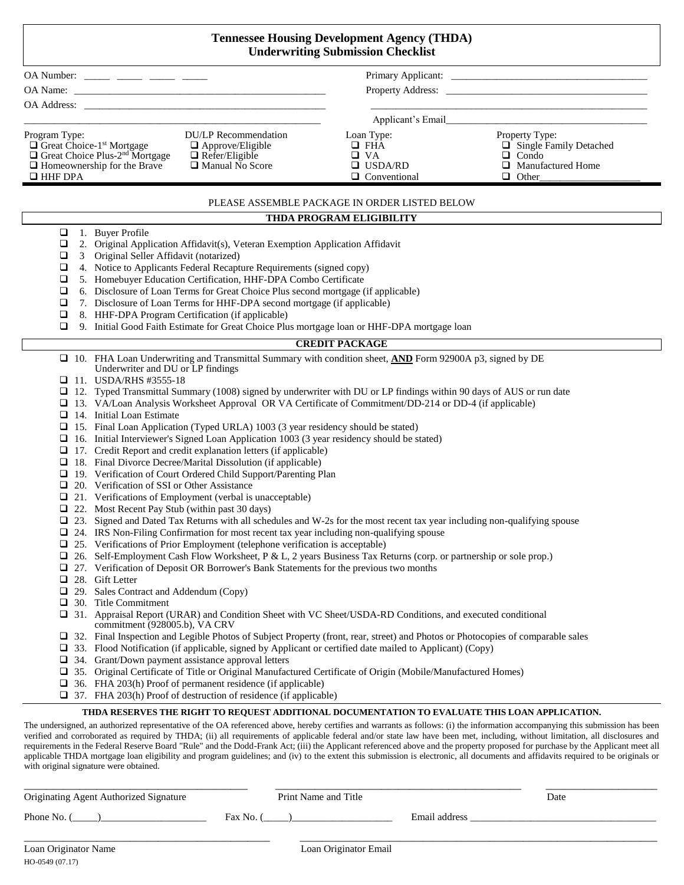# Tennessee Housing Development Agency (THDA)
## Underwriting Submission Checklist

OA Number: _____ _____ _____ _____

OA Name: ____________________________________________________

OA Address: __________________________________________________

______________________________________________________________

Primary Applicant: ________________________________________

Property Address: _________________________________________

______________________________________________________________

Applicant's Email_________________________________________

| Program Type: | DU/LP Recommendation | Loan Type: | Property Type: |
|---|---|---|---|
| ❑ Great Choice-1st Mortgage | ❑ Approve/Eligible | ❑ FHA | ❑ Single Family Detached |
| ❑ Great Choice Plus-2nd Mortgage | ❑ Refer/Eligible | ❑ VA | ❑ Condo |
| ❑ Homeownership for the Brave | ❑ Manual No Score | ❑ USDA/RD | ❑ Manufactured Home |
| ❑ HHF DPA | | ❑ Conventional | ❑ Other___________________ |

PLEASE ASSEMBLE PACKAGE IN ORDER LISTED BELOW

### THDA PROGRAM ELIGIBILITY

- ❑ 1. Buyer Profile
- ❑ 2. Original Application Affidavit(s), Veteran Exemption Application Affidavit
- ❑ 3 Original Seller Affidavit (notarized)
- ❑ 4. Notice to Applicants Federal Recapture Requirements (signed copy)
- ❑ 5. Homebuyer Education Certification, HHF-DPA Combo Certificate
- ❑ 6. Disclosure of Loan Terms for Great Choice Plus second mortgage (if applicable)
- ❑ 7. Disclosure of Loan Terms for HHF-DPA second mortgage (if applicable)
- ❑ 8. HHF-DPA Program Certification (if applicable)
- ❑ 9. Initial Good Faith Estimate for Great Choice Plus mortgage loan or HHF-DPA mortgage loan

### CREDIT PACKAGE

- ❑ 10. FHA Loan Underwriting and Transmittal Summary with condition sheet, **AND** Form 92900A p3, signed by DE Underwriter and DU or LP findings
- ❑ 11. USDA/RHS #3555-18
- ❑ 12. Typed Transmittal Summary (1008) signed by underwriter with DU or LP findings within 90 days of AUS or run date
- ❑ 13. VA/Loan Analysis Worksheet Approval OR VA Certificate of Commitment/DD-214 or DD-4 (if applicable)
- ❑ 14. Initial Loan Estimate
- ❑ 15. Final Loan Application (Typed URLA) 1003 (3 year residency should be stated)
- ❑ 16. Initial Interviewer's Signed Loan Application 1003 (3 year residency should be stated)
- ❑ 17. Credit Report and credit explanation letters (if applicable)
- ❑ 18. Final Divorce Decree/Marital Dissolution (if applicable)
- ❑ 19. Verification of Court Ordered Child Support/Parenting Plan
- ❑ 20. Verification of SSI or Other Assistance
- ❑ 21. Verifications of Employment (verbal is unacceptable)
- ❑ 22. Most Recent Pay Stub (within past 30 days)
- ❑ 23. Signed and Dated Tax Returns with all schedules and W-2s for the most recent tax year including non-qualifying spouse
- ❑ 24. IRS Non-Filing Confirmation for most recent tax year including non-qualifying spouse
- ❑ 25. Verifications of Prior Employment (telephone verification is acceptable)
- ❑ 26. Self-Employment Cash Flow Worksheet, P & L, 2 years Business Tax Returns (corp. or partnership or sole prop.)
- ❑ 27. Verification of Deposit OR Borrower's Bank Statements for the previous two months
- ❑ 28. Gift Letter
- ❑ 29. Sales Contract and Addendum (Copy)
- ❑ 30. Title Commitment
- ❑ 31. Appraisal Report (URAR) and Condition Sheet with VC Sheet/USDA-RD Conditions, and executed conditional commitment (928005.b), VA CRV
- ❑ 32. Final Inspection and Legible Photos of Subject Property (front, rear, street) and Photos or Photocopies of comparable sales
- ❑ 33. Flood Notification (if applicable, signed by Applicant or certified date mailed to Applicant) (Copy)
- ❑ 34. Grant/Down payment assistance approval letters
- ❑ 35. Original Certificate of Title or Original Manufactured Certificate of Origin (Mobile/Manufactured Homes)
- ❑ 36. FHA 203(h) Proof of permanent residence (if applicable)
- ❑ 37. FHA 203(h) Proof of destruction of residence (if applicable)

**THDA RESERVES THE RIGHT TO REQUEST ADDITIONAL DOCUMENTATION TO EVALUATE THIS LOAN APPLICATION.**

The undersigned, an authorized representative of the OA referenced above, hereby certifies and warrants as follows: (i) the information accompanying this submission has been verified and corroborated as required by THDA; (ii) all requirements of applicable federal and/or state law have been met, including, without limitation, all disclosures and requirements in the Federal Reserve Board "Rule" and the Dodd-Frank Act; (iii) the Applicant referenced above and the property proposed for purchase by the Applicant meet all applicable THDA mortgage loan eligibility and program guidelines; and (iv) to the extent this submission is electronic, all documents and affidavits required to be originals or with original signature were obtained.

_____________________________________ _____________________________________ ____________________

Originating Agent Authorized Signature Print Name and Title Date

Phone No. (_____)____________________ Fax No. (_____)___________________ Email address ___________________________________

_____________________________________________ ______________________________________________________

Loan Originator Name Loan Originator Email

HO-0549 (07.17)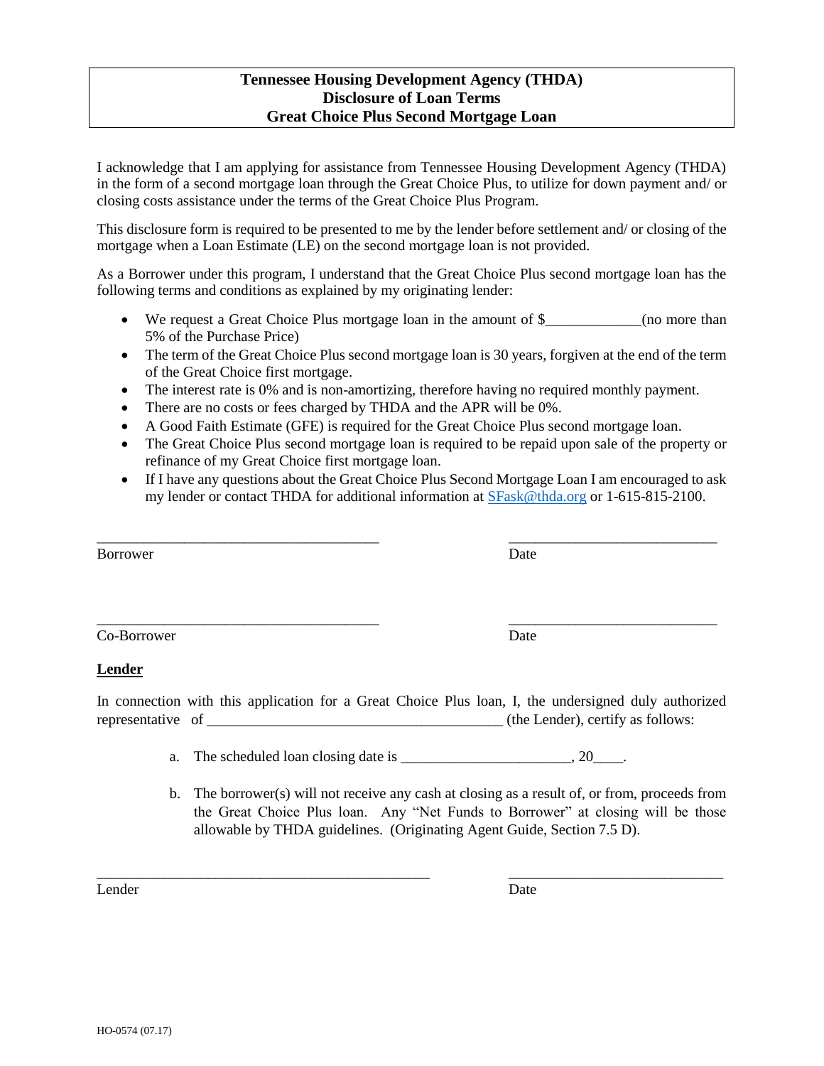# Tennessee Housing Development Agency (THDA)
## Disclosure of Loan Terms
## Great Choice Plus Second Mortgage Loan

I acknowledge that I am applying for assistance from Tennessee Housing Development Agency (THDA) in the form of a second mortgage loan through the Great Choice Plus, to utilize for down payment and/ or closing costs assistance under the terms of the Great Choice Plus Program.

This disclosure form is required to be presented to me by the lender before settlement and/ or closing of the mortgage when a Loan Estimate (LE) on the second mortgage loan is not provided.

As a Borrower under this program, I understand that the Great Choice Plus second mortgage loan has the following terms and conditions as explained by my originating lender:

- We request a Great Choice Plus mortgage loan in the amount of $____________(no more than 5% of the Purchase Price)
- The term of the Great Choice Plus second mortgage loan is 30 years, forgiven at the end of the term of the Great Choice first mortgage.
- The interest rate is 0% and is non-amortizing, therefore having no required monthly payment.
- There are no costs or fees charged by THDA and the APR will be 0%.
- A Good Faith Estimate (GFE) is required for the Great Choice Plus second mortgage loan.
- The Great Choice Plus second mortgage loan is required to be repaid upon sale of the property or refinance of my Great Choice first mortgage loan.
- If I have any questions about the Great Choice Plus Second Mortgage Loan I am encouraged to ask my lender or contact THDA for additional information at SFask@thda.org or 1-615-815-2100.

_______________________________________ _____________________________

Borrower Date

_______________________________________ _____________________________

Co-Borrower Date

**Lender**

In connection with this application for a Great Choice Plus loan, I, the undersigned duly authorized representative of ________________________________________ (the Lender), certify as follows:

a. The scheduled loan closing date is ______________________, 20____.

b. The borrower(s) will not receive any cash at closing as a result of, or from, proceeds from the Great Choice Plus loan. Any "Net Funds to Borrower" at closing will be those allowable by THDA guidelines. (Originating Agent Guide, Section 7.5 D).

_______________________________________________ _____________________________

Lender Date

HO-0574 (07.17)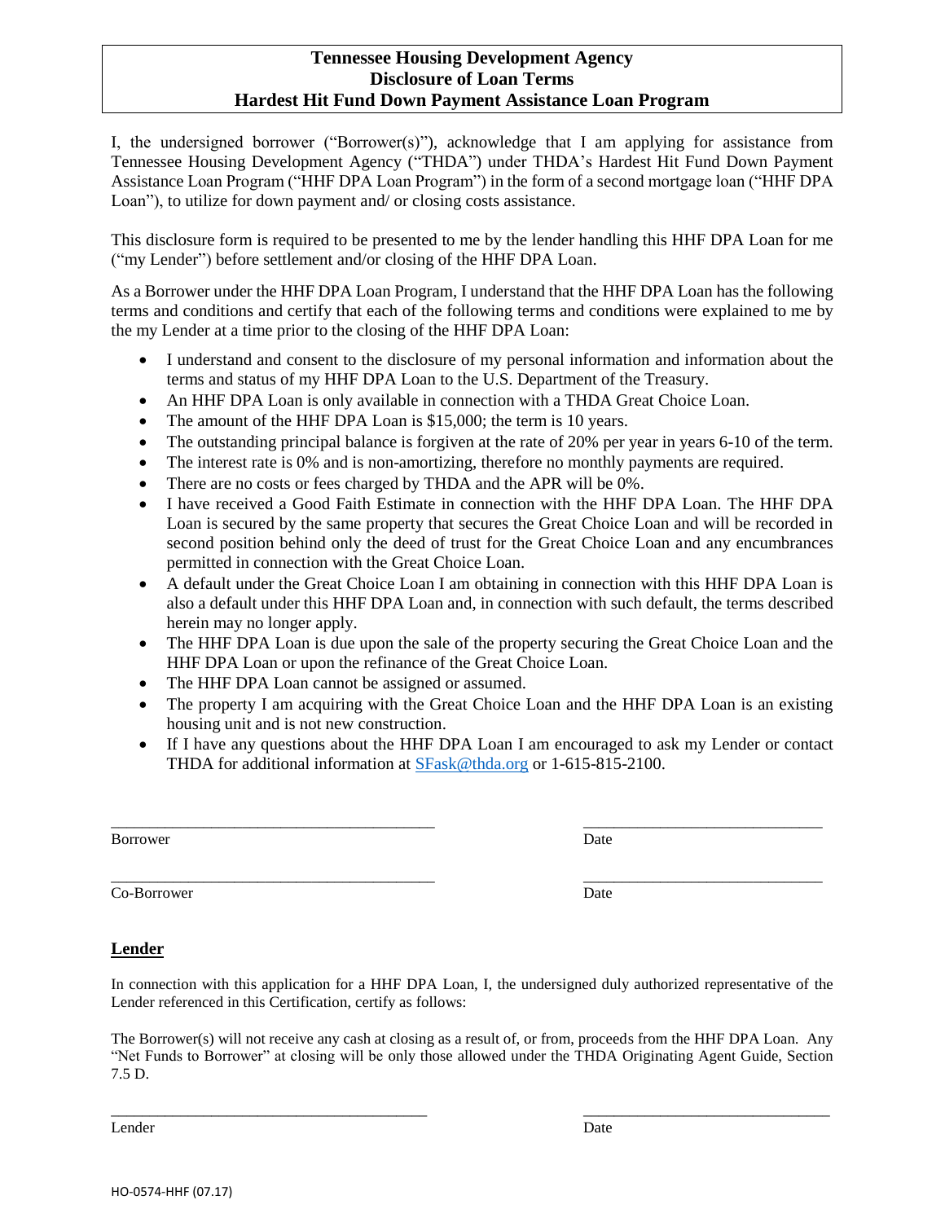# Tennessee Housing Development Agency
# Disclosure of Loan Terms
# Hardest Hit Fund Down Payment Assistance Loan Program

I, the undersigned borrower ("Borrower(s)"), acknowledge that I am applying for assistance from Tennessee Housing Development Agency ("THDA") under THDA's Hardest Hit Fund Down Payment Assistance Loan Program ("HHF DPA Loan Program") in the form of a second mortgage loan ("HHF DPA Loan"), to utilize for down payment and/ or closing costs assistance.

This disclosure form is required to be presented to me by the lender handling this HHF DPA Loan for me ("my Lender") before settlement and/or closing of the HHF DPA Loan.

As a Borrower under the HHF DPA Loan Program, I understand that the HHF DPA Loan has the following terms and conditions and certify that each of the following terms and conditions were explained to me by the my Lender at a time prior to the closing of the HHF DPA Loan:

- I understand and consent to the disclosure of my personal information and information about the terms and status of my HHF DPA Loan to the U.S. Department of the Treasury.
- An HHF DPA Loan is only available in connection with a THDA Great Choice Loan.
- The amount of the HHF DPA Loan is $15,000; the term is 10 years.
- The outstanding principal balance is forgiven at the rate of 20% per year in years 6-10 of the term.
- The interest rate is 0% and is non-amortizing, therefore no monthly payments are required.
- There are no costs or fees charged by THDA and the APR will be 0%.
- I have received a Good Faith Estimate in connection with the HHF DPA Loan. The HHF DPA Loan is secured by the same property that secures the Great Choice Loan and will be recorded in second position behind only the deed of trust for the Great Choice Loan and any encumbrances permitted in connection with the Great Choice Loan.
- A default under the Great Choice Loan I am obtaining in connection with this HHF DPA Loan is also a default under this HHF DPA Loan and, in connection with such default, the terms described herein may no longer apply.
- The HHF DPA Loan is due upon the sale of the property securing the Great Choice Loan and the HHF DPA Loan or upon the refinance of the Great Choice Loan.
- The HHF DPA Loan cannot be assigned or assumed.
- The property I am acquiring with the Great Choice Loan and the HHF DPA Loan is an existing housing unit and is not new construction.
- If I have any questions about the HHF DPA Loan I am encouraged to ask my Lender or contact THDA for additional information at SFask@thda.org or 1-615-815-2100.

\_\_\_\_\_\_\_\_\_\_\_\_\_\_\_\_\_\_\_\_\_\_\_\_\_\_\_\_\_\_\_\_\_\_\_\_\_\_\_\_ \_\_\_\_\_\_\_\_\_\_\_\_\_\_\_\_\_\_\_\_\_\_\_\_\_\_\_\_\_\_

Borrower Date

\_\_\_\_\_\_\_\_\_\_\_\_\_\_\_\_\_\_\_\_\_\_\_\_\_\_\_\_\_\_\_\_\_\_\_\_\_\_\_\_ \_\_\_\_\_\_\_\_\_\_\_\_\_\_\_\_\_\_\_\_\_\_\_\_\_\_\_\_\_\_

Co-Borrower Date

## Lender

In connection with this application for a HHF DPA Loan, I, the undersigned duly authorized representative of the Lender referenced in this Certification, certify as follows:

The Borrower(s) will not receive any cash at closing as a result of, or from, proceeds from the HHF DPA Loan. Any "Net Funds to Borrower" at closing will be only those allowed under the THDA Originating Agent Guide, Section 7.5 D.

\_\_\_\_\_\_\_\_\_\_\_\_\_\_\_\_\_\_\_\_\_\_\_\_\_\_\_\_\_\_\_\_\_\_\_\_\_\_\_\_ \_\_\_\_\_\_\_\_\_\_\_\_\_\_\_\_\_\_\_\_\_\_\_\_\_\_\_\_\_\_

Lender Date

HO-0574-HHF (07.17)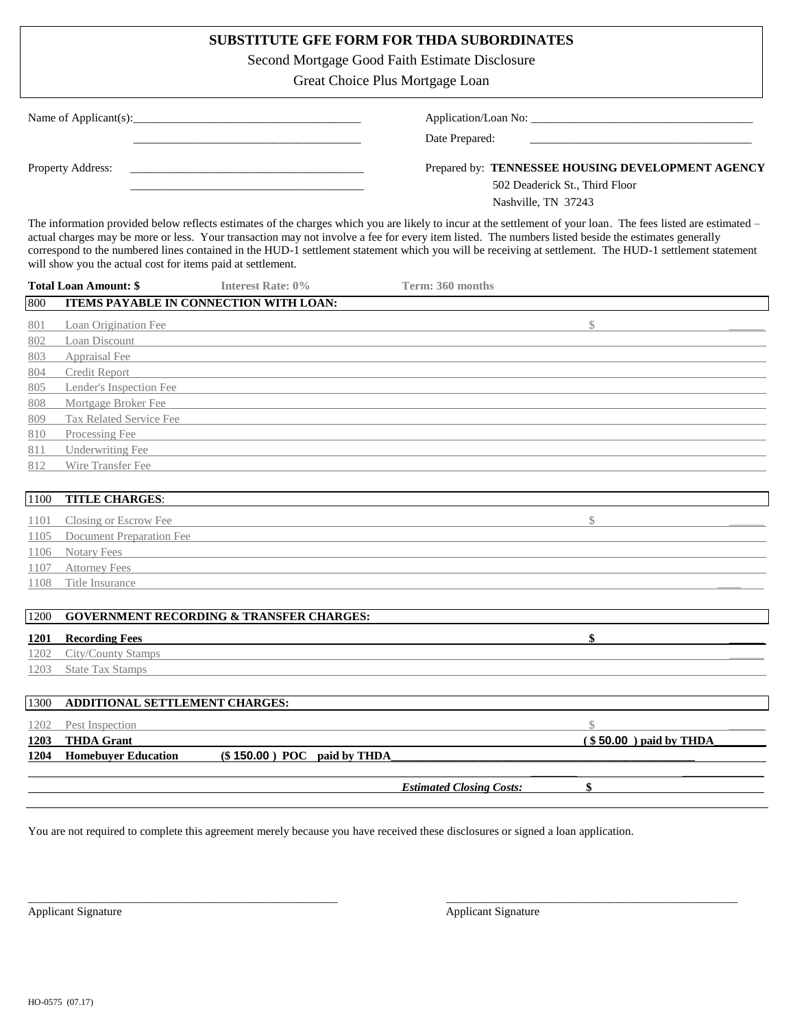# SUBSTITUTE GFE FORM FOR THDA SUBORDINATES

Second Mortgage Good Faith Estimate Disclosure

Great Choice Plus Mortgage Loan

Name of Applicant(s):______________________________________

______________________________________

Application/Loan No: ______________________________________

Date Prepared: ______________________________________

Property Address: ______________________________________

______________________________________

Prepared by: **TENNESSEE HOUSING DEVELOPMENT AGENCY**
502 Deaderick St., Third Floor
Nashville, TN 37243

The information provided below reflects estimates of the charges which you are likely to incur at the settlement of your loan. The fees listed are estimated – actual charges may be more or less. Your transaction may not involve a fee for every item listed. The numbers listed beside the estimates generally correspond to the numbered lines contained in the HUD-1 settlement statement which you will be receiving at settlement. The HUD-1 settlement statement will show you the actual cost for items paid at settlement.

**Total Loan Amount: $** **Interest Rate: 0%** **Term: 360 months**

| | | |
|---|---|---|
| 800 | **ITEMS PAYABLE IN CONNECTION WITH LOAN:** | |
| 801 | Loan Origination Fee | $ ______ |
| 802 | Loan Discount | |
| 803 | Appraisal Fee | |
| 804 | Credit Report | |
| 805 | Lender's Inspection Fee | |
| 808 | Mortgage Broker Fee | |
| 809 | Tax Related Service Fee | |
| 810 | Processing Fee | |
| 811 | Underwriting Fee | |
| 812 | Wire Transfer Fee | |
| 1100 | **TITLE CHARGES**: | |
| 1101 | Closing or Escrow Fee | $ ______ |
| 1105 | Document Preparation Fee | |
| 1106 | Notary Fees | |
| 1107 | Attorney Fees | |
| 1108 | Title Insurance | ____ |
| 1200 | **GOVERNMENT RECORDING & TRANSFER CHARGES:** | |
| **1201** | **Recording Fees** | **$** ______ |
| 1202 | City/County Stamps | ______ |
| 1203 | State Tax Stamps | |
| 1300 | **ADDITIONAL SETTLEMENT CHARGES:** | |
| 1202 | Pest Inspection | $ ______ |
| **1203** | **THDA Grant** | **( $ 50.00 ) paid by THDA**_______ |
| **1204** | **Homebuyer Education** **($ 150.00 ) POC paid by THDA**______________________ | |
| | ***Estimated Closing Costs:*** | **$** |

You are not required to complete this agreement merely because you have received these disclosures or signed a loan application.

______________________________________
Applicant Signature

______________________________________
Applicant Signature

HO-0575 (07.17)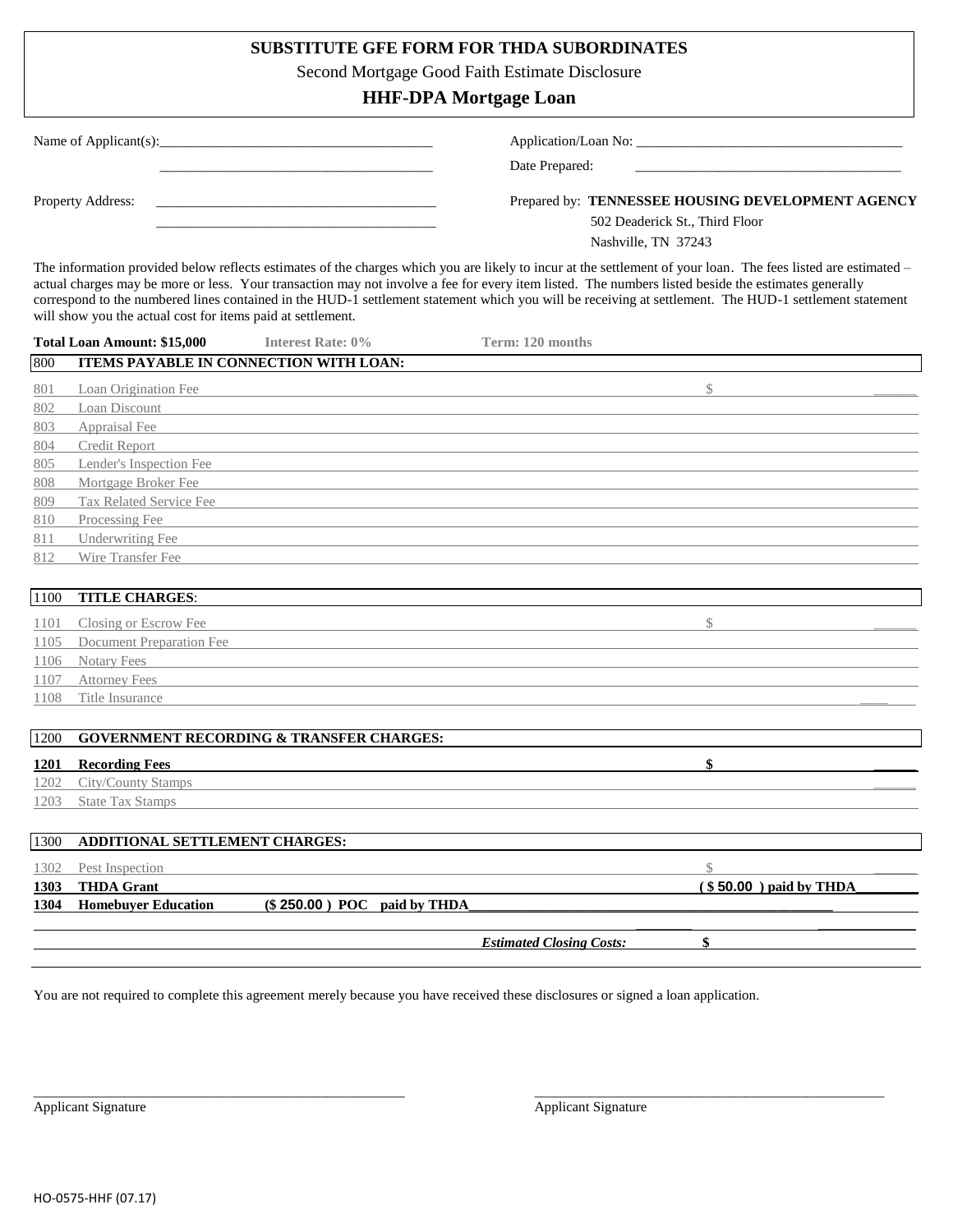# SUBSTITUTE GFE FORM FOR THDA SUBORDINATES

Second Mortgage Good Faith Estimate Disclosure

## HHF-DPA Mortgage Loan

Name of Applicant(s):______________________________________

______________________________________

Application/Loan No: ______________________________________

Date Prepared: ______________________________________

Property Address: ______________________________________

______________________________________

Prepared by: **TENNESSEE HOUSING DEVELOPMENT AGENCY**
502 Deaderick St., Third Floor
Nashville, TN 37243

The information provided below reflects estimates of the charges which you are likely to incur at the settlement of your loan. The fees listed are estimated – actual charges may be more or less. Your transaction may not involve a fee for every item listed. The numbers listed beside the estimates generally correspond to the numbered lines contained in the HUD-1 settlement statement which you will be receiving at settlement. The HUD-1 settlement statement will show you the actual cost for items paid at settlement.

**Total Loan Amount: $15,000** **Interest Rate: 0%** **Term: 120 months**

| | | |
|---|---|---|
| **800** | **ITEMS PAYABLE IN CONNECTION WITH LOAN:** | |
| 801 | Loan Origination Fee | $ ______ |
| 802 | Loan Discount | |
| 803 | Appraisal Fee | |
| 804 | Credit Report | |
| 805 | Lender's Inspection Fee | |
| 808 | Mortgage Broker Fee | |
| 809 | Tax Related Service Fee | |
| 810 | Processing Fee | |
| 811 | Underwriting Fee | |
| 812 | Wire Transfer Fee | |
| **1100** | **TITLE CHARGES**: | |
| 1101 | Closing or Escrow Fee | $ ______ |
| 1105 | Document Preparation Fee | |
| 1106 | Notary Fees | |
| 1107 | Attorney Fees | |
| 1108 | Title Insurance | ____ |
| **1200** | **GOVERNMENT RECORDING & TRANSFER CHARGES:** | |
| **1201** | **Recording Fees** | **$ ______** |
| 1202 | City/County Stamps | ______ |
| 1203 | State Tax Stamps | |
| **1300** | **ADDITIONAL SETTLEMENT CHARGES:** | |
| 1302 | Pest Inspection | $ ______ |
| **1303** | **THDA Grant** | **( $ 50.00 ) paid by THDA________** |
| **1304** | **Homebuyer Education** ($ 250.00 ) POC paid by THDA______________________ | |
| | ***Estimated Closing Costs:*** | **$** |

You are not required to complete this agreement merely because you have received these disclosures or signed a loan application.

______________________________________
Applicant Signature

______________________________________
Applicant Signature

HO-0575-HHF (07.17)